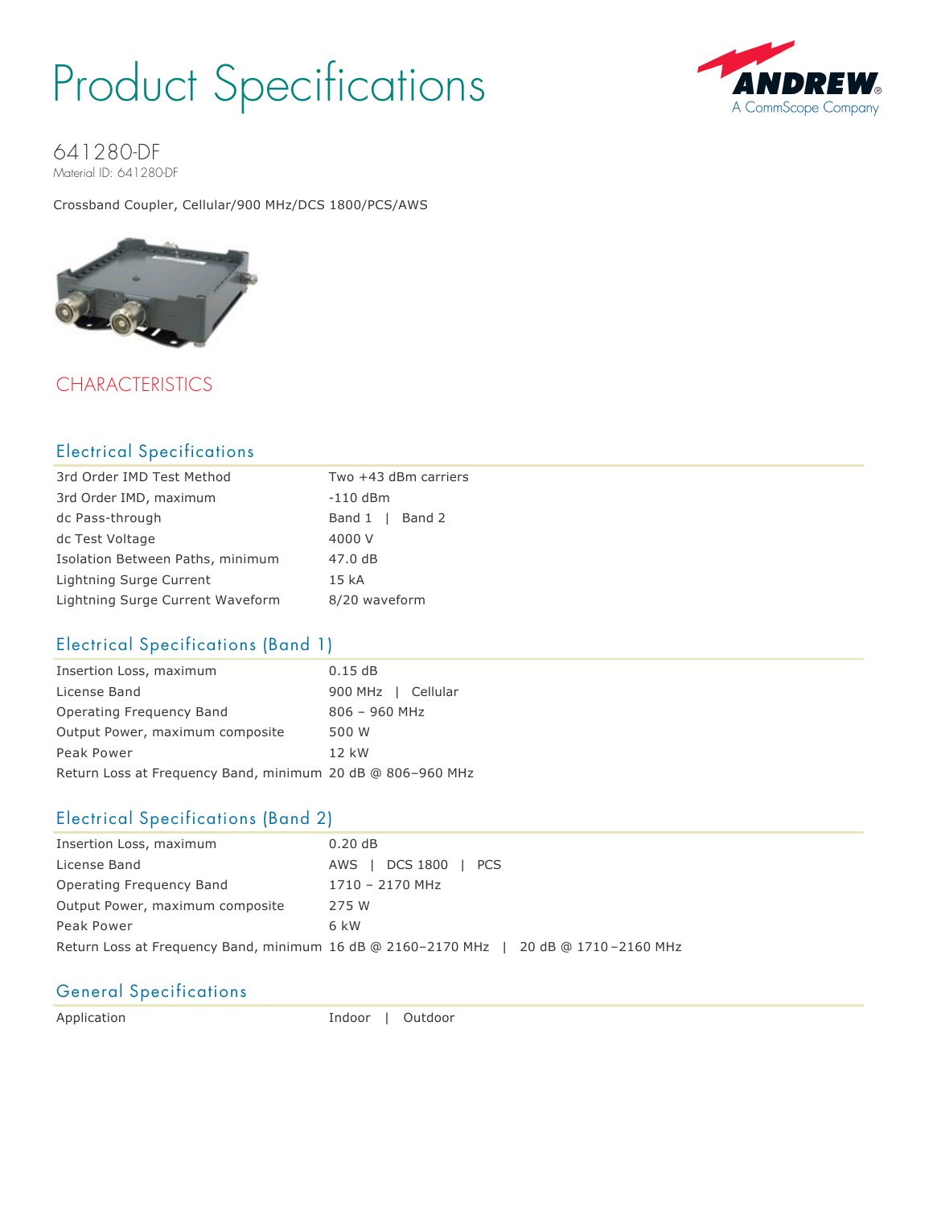# Product Specifications

ANDREW
A CommScope Company

## 641280-DF

Material ID: 641280-DF

Crossband Coupler, Cellular/900 MHz/DCS 1800/PCS/AWS

## CHARACTERISTICS

### Electrical Specifications

| | |
|---|---|
| 3rd Order IMD Test Method | Two +43 dBm carriers |
| 3rd Order IMD, maximum | -110 dBm |
| dc Pass-through | Band 1 \| Band 2 |
| dc Test Voltage | 4000 V |
| Isolation Between Paths, minimum | 47.0 dB |
| Lightning Surge Current | 15 kA |
| Lightning Surge Current Waveform | 8/20 waveform |

### Electrical Specifications (Band 1)

| | |
|---|---|
| Insertion Loss, maximum | 0.15 dB |
| License Band | 900 MHz \| Cellular |
| Operating Frequency Band | 806 – 960 MHz |
| Output Power, maximum composite | 500 W |
| Peak Power | 12 kW |
| Return Loss at Frequency Band, minimum | 20 dB @ 806–960 MHz |

### Electrical Specifications (Band 2)

| | |
|---|---|
| Insertion Loss, maximum | 0.20 dB |
| License Band | AWS \| DCS 1800 \| PCS |
| Operating Frequency Band | 1710 – 2170 MHz |
| Output Power, maximum composite | 275 W |
| Peak Power | 6 kW |
| Return Loss at Frequency Band, minimum | 16 dB @ 2160–2170 MHz \| 20 dB @ 1710–2160 MHz |

### General Specifications

| | |
|---|---|
| Application | Indoor \| Outdoor |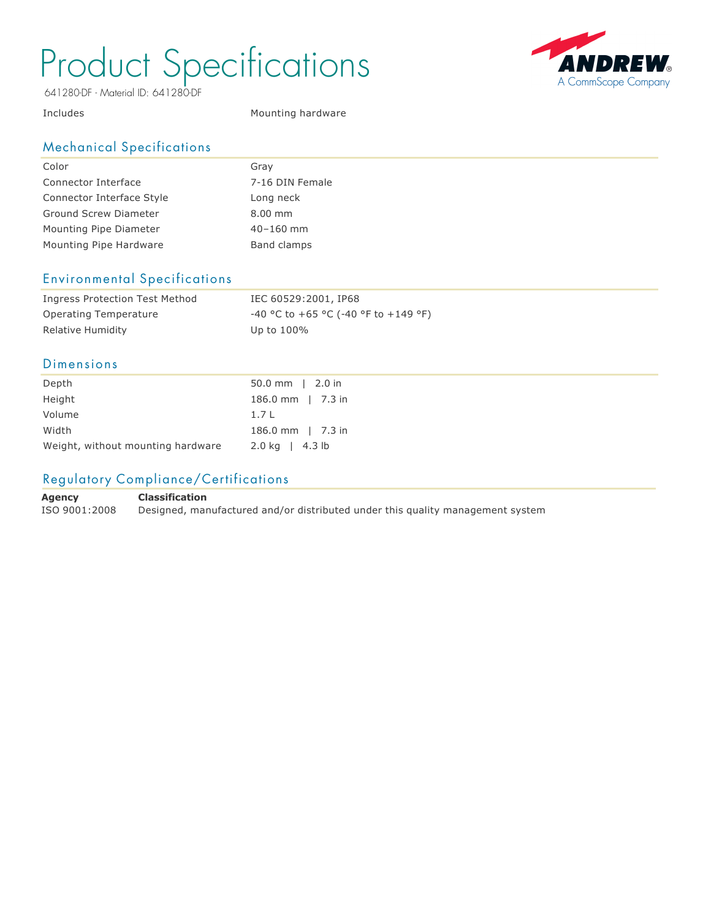# Product Specifications

641280-DF - Material ID: 641280-DF

| | |
|---|---|
| Includes | Mounting hardware |

## Mechanical Specifications

| | |
|---|---|
| Color | Gray |
| Connector Interface | 7-16 DIN Female |
| Connector Interface Style | Long neck |
| Ground Screw Diameter | 8.00 mm |
| Mounting Pipe Diameter | 40–160 mm |
| Mounting Pipe Hardware | Band clamps |

## Environmental Specifications

| | |
|---|---|
| Ingress Protection Test Method | IEC 60529:2001, IP68 |
| Operating Temperature | -40 °C to +65 °C (-40 °F to +149 °F) |
| Relative Humidity | Up to 100% |

## Dimensions

| | |
|---|---|
| Depth | 50.0 mm \| 2.0 in |
| Height | 186.0 mm \| 7.3 in |
| Volume | 1.7 L |
| Width | 186.0 mm \| 7.3 in |
| Weight, without mounting hardware | 2.0 kg \| 4.3 lb |

## Regulatory Compliance/Certifications

| **Agency** | **Classification** |
|---|---|
| ISO 9001:2008 | Designed, manufactured and/or distributed under this quality management system |